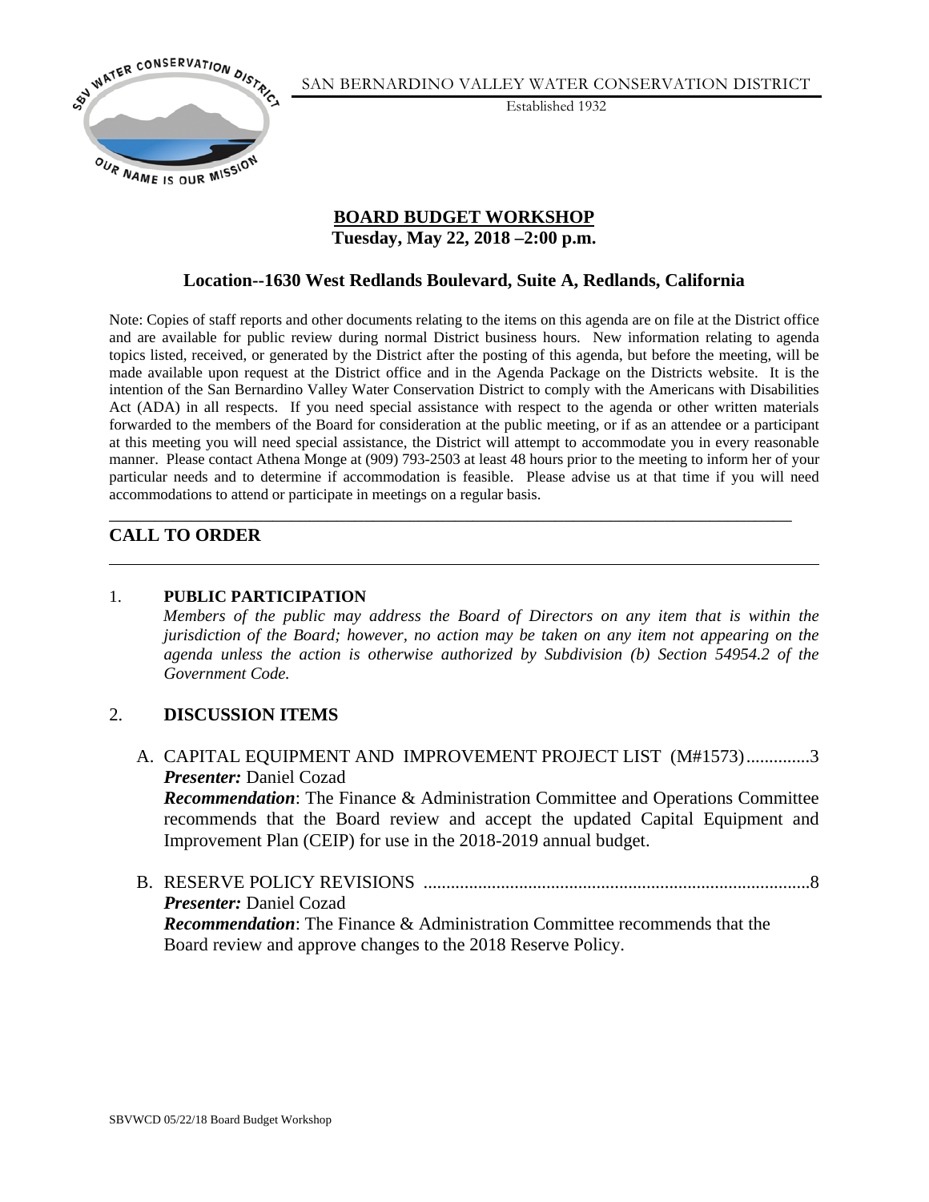SAN BERNARDINO VALLEY WATER CONSERVATION DISTRICT

Established 1932

## BOARD BUDGET WORKSHOP

**Tuesday, May 22, 2018 –2:00 p.m.**

**Location--1630 West Redlands Boulevard, Suite A, Redlands, California**

Note: Copies of staff reports and other documents relating to the items on this agenda are on file at the District office and are available for public review during normal District business hours. New information relating to agenda topics listed, received, or generated by the District after the posting of this agenda, but before the meeting, will be made available upon request at the District office and in the Agenda Package on the Districts website. It is the intention of the San Bernardino Valley Water Conservation District to comply with the Americans with Disabilities Act (ADA) in all respects. If you need special assistance with respect to the agenda or other written materials forwarded to the members of the Board for consideration at the public meeting, or if as an attendee or a participant at this meeting you will need special assistance, the District will attempt to accommodate you in every reasonable manner. Please contact Athena Monge at (909) 793-2503 at least 48 hours prior to the meeting to inform her of your particular needs and to determine if accommodation is feasible. Please advise us at that time if you will need accommodations to attend or participate in meetings on a regular basis.

## CALL TO ORDER

1. **PUBLIC PARTICIPATION**

   *Members of the public may address the Board of Directors on any item that is within the jurisdiction of the Board; however, no action may be taken on any item not appearing on the agenda unless the action is otherwise authorized by Subdivision (b) Section 54954.2 of the Government Code.*

2. **DISCUSSION ITEMS**

   A. CAPITAL EQUIPMENT AND IMPROVEMENT PROJECT LIST (M#1573)..............3

   ***Presenter:*** Daniel Cozad

   ***Recommendation***: The Finance & Administration Committee and Operations Committee recommends that the Board review and accept the updated Capital Equipment and Improvement Plan (CEIP) for use in the 2018-2019 annual budget.

   B. RESERVE POLICY REVISIONS .....................................................................................8

   ***Presenter:*** Daniel Cozad

   ***Recommendation***: The Finance & Administration Committee recommends that the Board review and approve changes to the 2018 Reserve Policy.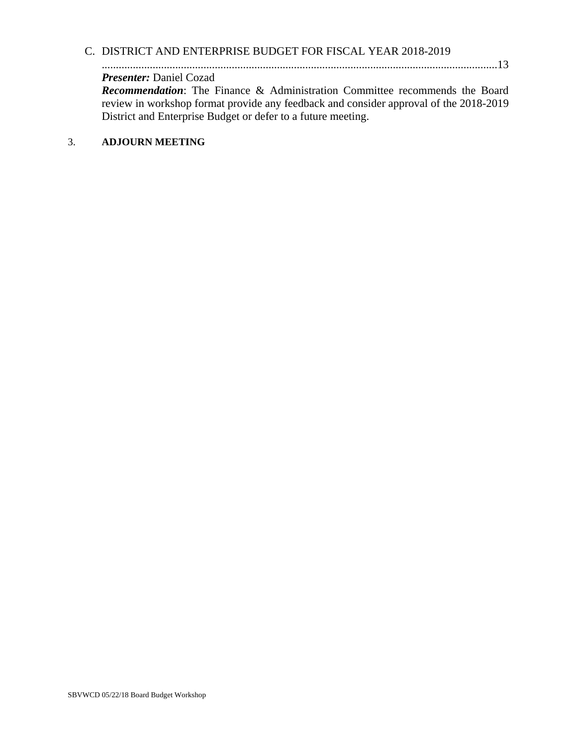C. DISTRICT AND ENTERPRISE BUDGET FOR FISCAL YEAR 2018-2019 ..........................................................................................................................................13

***Presenter:*** Daniel Cozad

***Recommendation***: The Finance & Administration Committee recommends the Board review in workshop format provide any feedback and consider approval of the 2018-2019 District and Enterprise Budget or defer to a future meeting.

3. **ADJOURN MEETING**